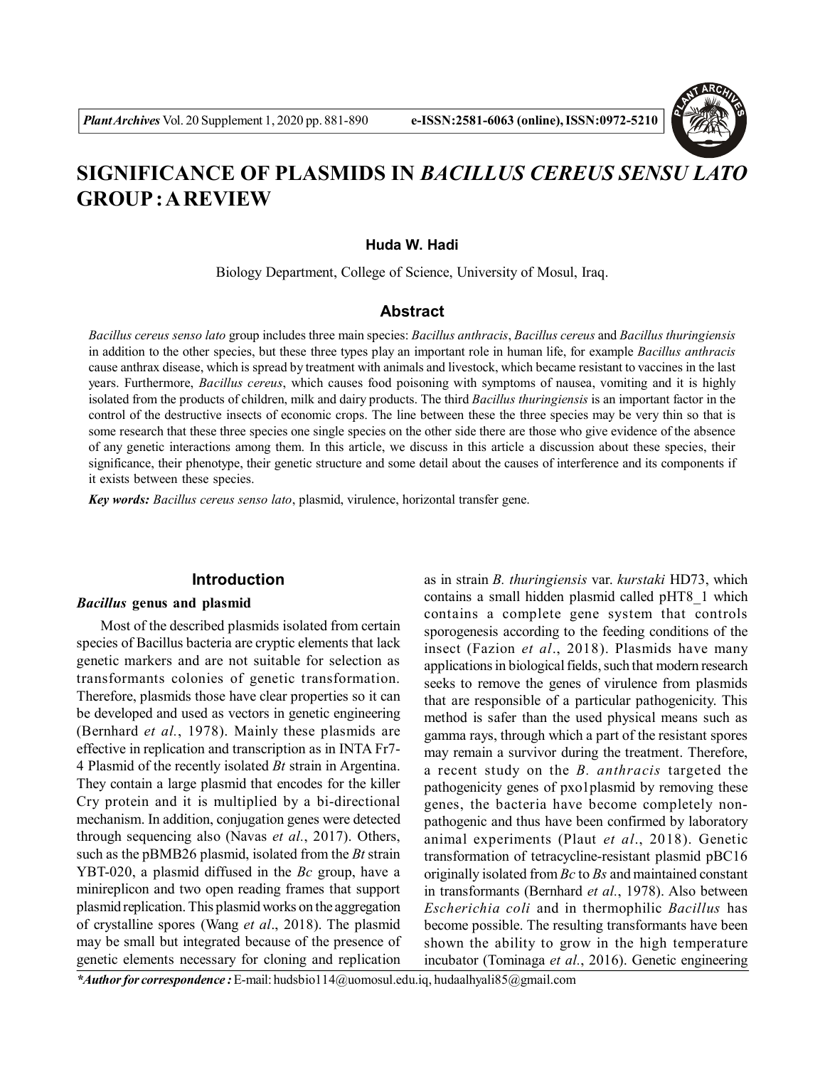# SIGNIFICANCE OF PLASMIDS IN *BACILLUS CEREUS SENSU LATO* GROUP : A REVIEW

**Huda W. Hadi**

Biology Department, College of Science, University of Mosul, Iraq.

## Abstract

*Bacillus cereus senso lato* group includes three main species: *Bacillus anthracis*, *Bacillus cereus* and *Bacillus thuringiensis* in addition to the other species, but these three types play an important role in human life, for example *Bacillus anthracis* cause anthrax disease, which is spread by treatment with animals and livestock, which became resistant to vaccines in the last years. Furthermore, *Bacillus cereus*, which causes food poisoning with symptoms of nausea, vomiting and it is highly isolated from the products of children, milk and dairy products. The third *Bacillus thuringiensis* is an important factor in the control of the destructive insects of economic crops. The line between these the three species may be very thin so that is some research that these three species one single species on the other side there are those who give evidence of the absence of any genetic interactions among them. In this article, we discuss in this article a discussion about these species, their significance, their phenotype, their genetic structure and some detail about the causes of interference and its components if it exists between these species.

***Key words:*** *Bacillus cereus senso lato*, plasmid, virulence, horizontal transfer gene.

## Introduction

### *Bacillus* genus and plasmid

Most of the described plasmids isolated from certain species of Bacillus bacteria are cryptic elements that lack genetic markers and are not suitable for selection as transformants colonies of genetic transformation. Therefore, plasmids those have clear properties so it can be developed and used as vectors in genetic engineering (Bernhard *et al.*, 1978). Mainly these plasmids are effective in replication and transcription as in INTA Fr7-4 Plasmid of the recently isolated *Bt* strain in Argentina. They contain a large plasmid that encodes for the killer Cry protein and it is multiplied by a bi-directional mechanism. In addition, conjugation genes were detected through sequencing also (Navas *et al.*, 2017). Others, such as the pBMB26 plasmid, isolated from the *Bt* strain YBT-020, a plasmid diffused in the *Bc* group, have a minireplicon and two open reading frames that support plasmid replication. This plasmid works on the aggregation of crystalline spores (Wang *et al*., 2018). The plasmid may be small but integrated because of the presence of genetic elements necessary for cloning and replication as in strain *B. thuringiensis* var. *kurstaki* HD73, which contains a small hidden plasmid called pHT8_1 which contains a complete gene system that controls sporogenesis according to the feeding conditions of the insect (Fazion *et al*., 2018). Plasmids have many applications in biological fields, such that modern research seeks to remove the genes of virulence from plasmids that are responsible of a particular pathogenicity. This method is safer than the used physical means such as gamma rays, through which a part of the resistant spores may remain a survivor during the treatment. Therefore, a recent study on the *B. anthracis* targeted the pathogenicity genes of pxo1plasmid by removing these genes, the bacteria have become completely non-pathogenic and thus have been confirmed by laboratory animal experiments (Plaut *et al*., 2018). Genetic transformation of tetracycline-resistant plasmid pBC16 originally isolated from *Bc* to *Bs* and maintained constant in transformants (Bernhard *et al.*, 1978). Also between *Escherichia coli* and in thermophilic *Bacillus* has become possible. The resulting transformants have been shown the ability to grow in the high temperature incubator (Tominaga *et al*., 2016). Genetic engineering

***\*Author for correspondence :*** E-mail: hudsbio114@uomosul.edu.iq, hudaalhyali85@gmail.com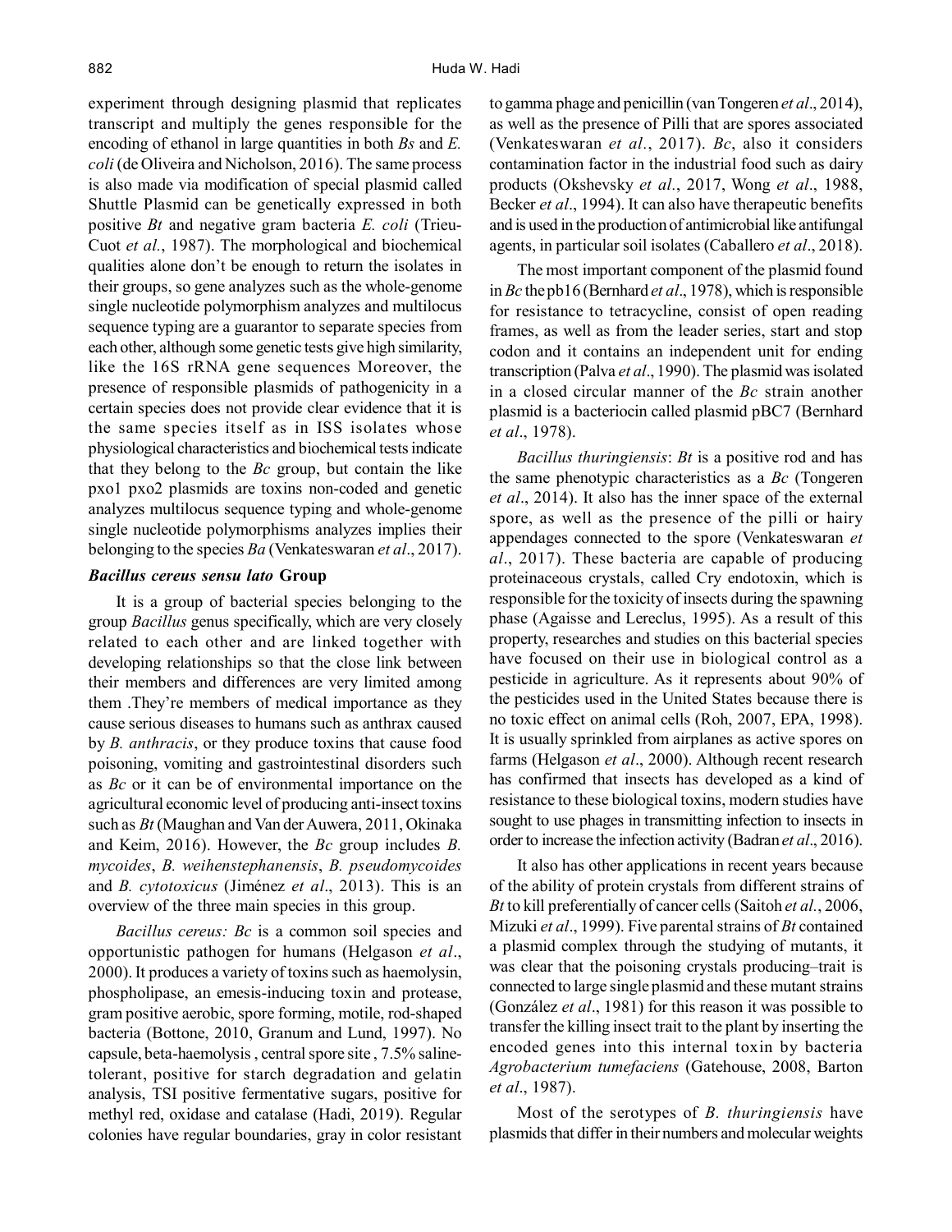experiment through designing plasmid that replicates transcript and multiply the genes responsible for the encoding of ethanol in large quantities in both *Bs* and *E. coli* (de Oliveira and Nicholson, 2016). The same process is also made via modification of special plasmid called Shuttle Plasmid can be genetically expressed in both positive *Bt* and negative gram bacteria *E. coli* (Trieu-Cuot *et al.*, 1987). The morphological and biochemical qualities alone don't be enough to return the isolates in their groups, so gene analyzes such as the whole-genome single nucleotide polymorphism analyzes and multilocus sequence typing are a guarantor to separate species from each other, although some genetic tests give high similarity, like the 16S rRNA gene sequences Moreover, the presence of responsible plasmids of pathogenicity in a certain species does not provide clear evidence that it is the same species itself as in ISS isolates whose physiological characteristics and biochemical tests indicate that they belong to the *Bc* group, but contain the like pxo1 pxo2 plasmids are toxins non-coded and genetic analyzes multilocus sequence typing and whole-genome single nucleotide polymorphisms analyzes implies their belonging to the species *Ba* (Venkateswaran *et al*., 2017).

### *Bacillus cereus sensu lato* Group

It is a group of bacterial species belonging to the group *Bacillus* genus specifically, which are very closely related to each other and are linked together with developing relationships so that the close link between their members and differences are very limited among them .They're members of medical importance as they cause serious diseases to humans such as anthrax caused by *B. anthracis*, or they produce toxins that cause food poisoning, vomiting and gastrointestinal disorders such as *Bc* or it can be of environmental importance on the agricultural economic level of producing anti-insect toxins such as *Bt* (Maughan and Van der Auwera, 2011, Okinaka and Keim, 2016). However, the *Bc* group includes *B. mycoides*, *B. weihenstephanensis*, *B. pseudomycoides* and *B. cytotoxicus* (Jiménez *et al*., 2013). This is an overview of the three main species in this group.

*Bacillus cereus: Bc* is a common soil species and opportunistic pathogen for humans (Helgason *et al*., 2000). It produces a variety of toxins such as haemolysin, phospholipase, an emesis-inducing toxin and protease, gram positive aerobic, spore forming, motile, rod-shaped bacteria (Bottone, 2010, Granum and Lund, 1997). No capsule, beta-haemolysis , central spore site , 7.5% saline-tolerant, positive for starch degradation and gelatin analysis, TSI positive fermentative sugars, positive for methyl red, oxidase and catalase (Hadi, 2019). Regular colonies have regular boundaries, gray in color resistant to gamma phage and penicillin (van Tongeren *et al*., 2014), as well as the presence of Pilli that are spores associated (Venkateswaran *et al*., 2017). *Bc*, also it considers contamination factor in the industrial food such as dairy products (Okshevsky *et al*., 2017, Wong *et al*., 1988, Becker *et al*., 1994). It can also have therapeutic benefits and is used in the production of antimicrobial like antifungal agents, in particular soil isolates (Caballero *et al*., 2018).

The most important component of the plasmid found in *Bc* the pb16 (Bernhard *et al*., 1978), which is responsible for resistance to tetracycline, consist of open reading frames, as well as from the leader series, start and stop codon and it contains an independent unit for ending transcription (Palva *et al*., 1990). The plasmid was isolated in a closed circular manner of the *Bc* strain another plasmid is a bacteriocin called plasmid pBC7 (Bernhard *et al*., 1978).

*Bacillus thuringiensis*: *Bt* is a positive rod and has the same phenotypic characteristics as a *Bc* (Tongeren *et al*., 2014). It also has the inner space of the external spore, as well as the presence of the pilli or hairy appendages connected to the spore (Venkateswaran *et al*., 2017). These bacteria are capable of producing proteinaceous crystals, called Cry endotoxin, which is responsible for the toxicity of insects during the spawning phase (Agaisse and Lereclus, 1995). As a result of this property, researches and studies on this bacterial species have focused on their use in biological control as a pesticide in agriculture. As it represents about 90% of the pesticides used in the United States because there is no toxic effect on animal cells (Roh, 2007, EPA, 1998). It is usually sprinkled from airplanes as active spores on farms (Helgason *et al*., 2000). Although recent research has confirmed that insects has developed as a kind of resistance to these biological toxins, modern studies have sought to use phages in transmitting infection to insects in order to increase the infection activity (Badran *et al*., 2016).

It also has other applications in recent years because of the ability of protein crystals from different strains of *Bt* to kill preferentially of cancer cells (Saitoh *et al.*, 2006, Mizuki *et al*., 1999). Five parental strains of *Bt* contained a plasmid complex through the studying of mutants, it was clear that the poisoning crystals producing–trait is connected to large single plasmid and these mutant strains (González *et al*., 1981) for this reason it was possible to transfer the killing insect trait to the plant by inserting the encoded genes into this internal toxin by bacteria *Agrobacterium tumefaciens* (Gatehouse, 2008, Barton *et al*., 1987).

Most of the serotypes of *B. thuringiensis* have plasmids that differ in their numbers and molecular weights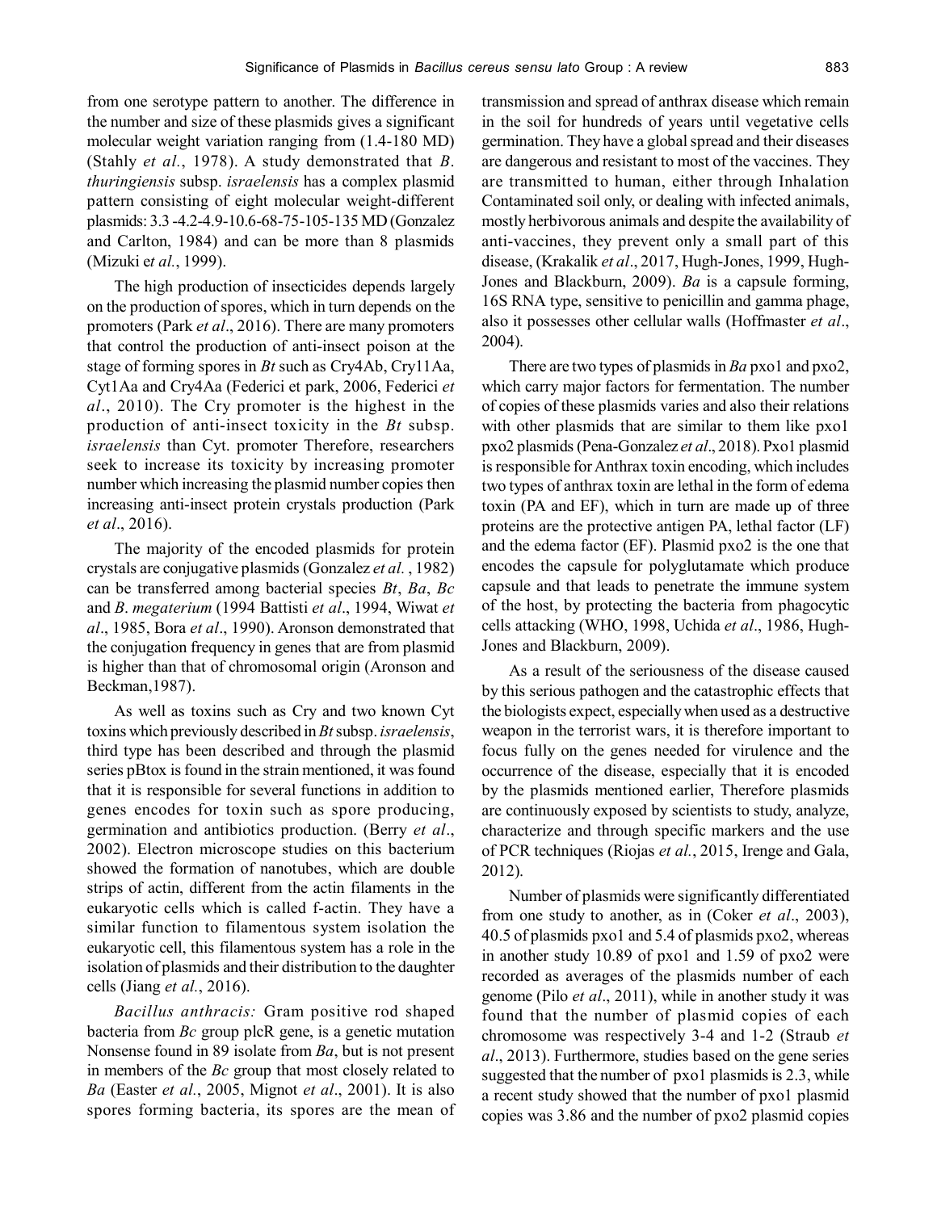from one serotype pattern to another. The difference in the number and size of these plasmids gives a significant molecular weight variation ranging from (1.4-180 MD) (Stahly *et al.*, 1978). A study demonstrated that *B. thuringiensis* subsp. *israelensis* has a complex plasmid pattern consisting of eight molecular weight-different plasmids: 3.3 -4.2-4.9-10.6-68-75-105-135 MD (Gonzalez and Carlton, 1984) and can be more than 8 plasmids (Mizuki e*t al.*, 1999).

The high production of insecticides depends largely on the production of spores, which in turn depends on the promoters (Park *et al*., 2016). There are many promoters that control the production of anti-insect poison at the stage of forming spores in *Bt* such as Cry4Ab, Cry11Aa, Cyt1Aa and Cry4Aa (Federici et park, 2006, Federici *et al*., 2010). The Cry promoter is the highest in the production of anti-insect toxicity in the *Bt* subsp. *israelensis* than Cyt. promoter Therefore, researchers seek to increase its toxicity by increasing promoter number which increasing the plasmid number copies then increasing anti-insect protein crystals production (Park *et al*., 2016).

The majority of the encoded plasmids for protein crystals are conjugative plasmids (Gonzalez *et al.* , 1982) and can be transferred among bacterial species *Bt*, *Ba*, *Bc* and *B*. *megaterium* (1994 Battisti *et al*., 1994, Wiwat *et al*., 1985, Bora *et al*., 1990). Aronson demonstrated that the conjugation frequency in genes that are from plasmid is higher than that of chromosomal origin (Aronson and Beckman,1987).

As well as toxins such as Cry and two known Cyt toxins which previously described in *Bt* subsp. *israelensis*, third type has been described and through the plasmid series pBtox is found in the strain mentioned, it was found that it is responsible for several functions in addition to genes encodes for toxin such as spore producing, germination and antibiotics production. (Berry *et al*., 2002). Electron microscope studies on this bacterium showed the formation of nanotubes, which are double strips of actin, different from the actin filaments in the eukaryotic cells which is called f-actin. They have a similar function to filamentous system isolation the eukaryotic cell, this filamentous system has a role in the isolation of plasmids and their distribution to the daughter cells (Jiang *et al.*, 2016).

*Bacillus anthracis:* Gram positive rod shaped bacteria from *Bc* group plcR gene, is a genetic mutation Nonsense found in 89 isolate from *Ba*, but is not present in members of the *Bc* group that most closely related to *Ba* (Easter *et al.*, 2005, Mignot *et al*., 2001). It is also spores forming bacteria, its spores are the mean of transmission and spread of anthrax disease which remain in the soil for hundreds of years until vegetative cells germination. They have a global spread and their diseases are dangerous and resistant to most of the vaccines. They are transmitted to human, either through Inhalation Contaminated soil only, or dealing with infected animals, mostly herbivorous animals and despite the availability of anti-vaccines, they prevent only a small part of this disease, (Krakalik *et al*., 2017, Hugh-Jones, 1999, Hugh-Jones and Blackburn, 2009). *Ba* is a capsule forming, 16S RNA type, sensitive to penicillin and gamma phage, also it possesses other cellular walls (Hoffmaster *et al*., 2004).

There are two types of plasmids in *Ba* pxo1 and pxo2, which carry major factors for fermentation. The number of copies of these plasmids varies and also their relations with other plasmids that are similar to them like pxo1 pxo2 plasmids (Pena-Gonzalez *et al*., 2018). Pxo1 plasmid is responsible for Anthrax toxin encoding, which includes two types of anthrax toxin are lethal in the form of edema toxin (PA and EF), which in turn are made up of three proteins are the protective antigen PA, lethal factor (LF) and the edema factor (EF). Plasmid pxo2 is the one that encodes the capsule for polyglutamate which produce capsule and that leads to penetrate the immune system of the host, by protecting the bacteria from phagocytic cells attacking (WHO, 1998, Uchida *et al*., 1986, Hugh-Jones and Blackburn, 2009).

As a result of the seriousness of the disease caused by this serious pathogen and the catastrophic effects that the biologists expect, especially when used as a destructive weapon in the terrorist wars, it is therefore important to focus fully on the genes needed for virulence and the occurrence of the disease, especially that it is encoded by the plasmids mentioned earlier, Therefore plasmids are continuously exposed by scientists to study, analyze, characterize and through specific markers and the use of PCR techniques (Riojas *et al.*, 2015, Irenge and Gala, 2012).

Number of plasmids were significantly differentiated from one study to another, as in (Coker *et al*., 2003), 40.5 of plasmids pxo1 and 5.4 of plasmids pxo2, whereas in another study 10.89 of pxo1 and 1.59 of pxo2 were recorded as averages of the plasmids number of each genome (Pilo *et al*., 2011), while in another study it was found that the number of plasmid copies of each chromosome was respectively 3-4 and 1-2 (Straub *et al*., 2013). Furthermore, studies based on the gene series suggested that the number of pxo1 plasmids is 2.3, while a recent study showed that the number of pxo1 plasmid copies was 3.86 and the number of pxo2 plasmid copies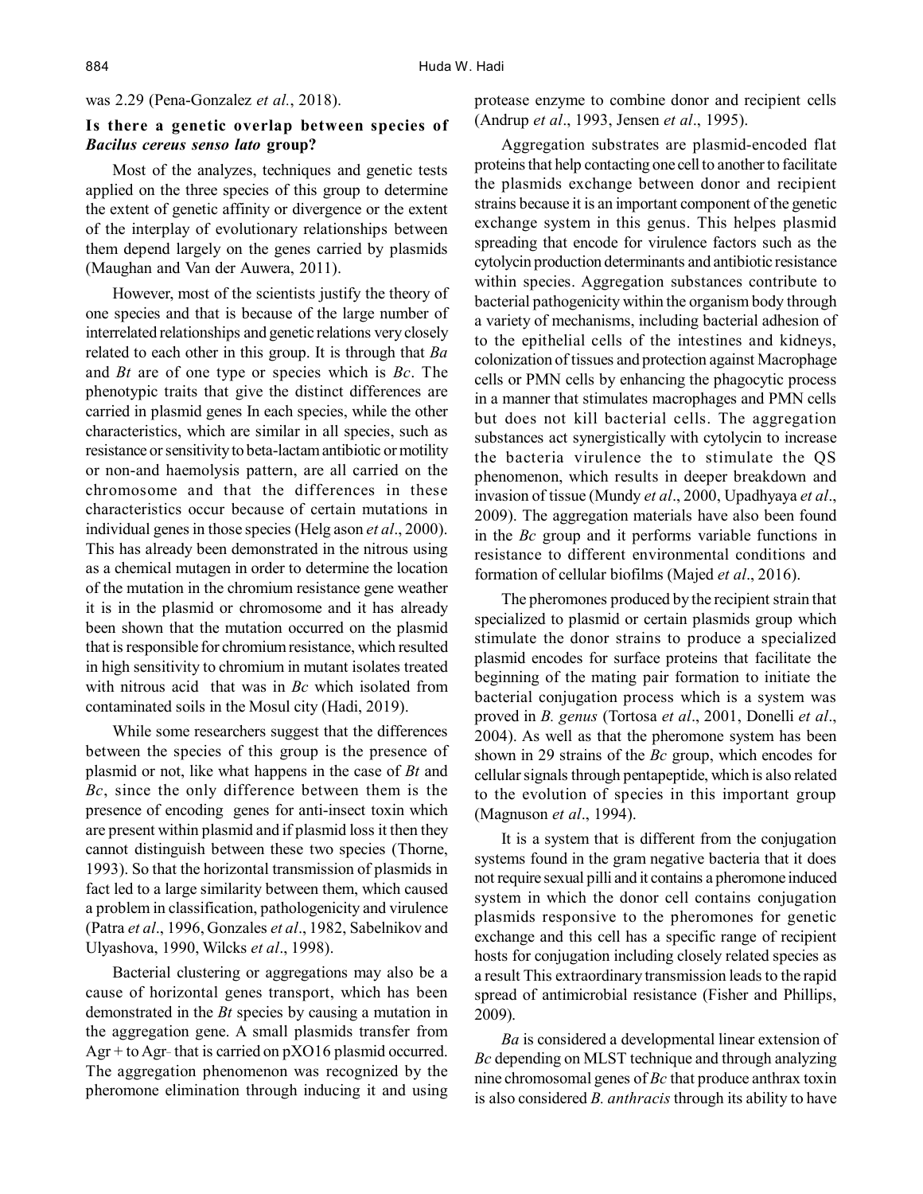was 2.29 (Pena-Gonzalez *et al*., 2018).

## Is there a genetic overlap between species of *Bacilus cereus senso lato* group?

Most of the analyzes, techniques and genetic tests applied on the three species of this group to determine the extent of genetic affinity or divergence or the extent of the interplay of evolutionary relationships between them depend largely on the genes carried by plasmids (Maughan and Van der Auwera, 2011).

However, most of the scientists justify the theory of one species and that is because of the large number of interrelated relationships and genetic relations very closely related to each other in this group. It is through that *Ba* and *Bt* are of one type or species which is *Bc*. The phenotypic traits that give the distinct differences are carried in plasmid genes In each species, while the other characteristics, which are similar in all species, such as resistance or sensitivity to beta-lactam antibiotic or motility or non-and haemolysis pattern, are all carried on the chromosome and that the differences in these characteristics occur because of certain mutations in individual genes in those species (Helg ason *et al*., 2000). This has already been demonstrated in the nitrous using as a chemical mutagen in order to determine the location of the mutation in the chromium resistance gene weather it is in the plasmid or chromosome and it has already been shown that the mutation occurred on the plasmid that is responsible for chromium resistance, which resulted in high sensitivity to chromium in mutant isolates treated with nitrous acid that was in *Bc* which isolated from contaminated soils in the Mosul city (Hadi, 2019).

While some researchers suggest that the differences between the species of this group is the presence of plasmid or not, like what happens in the case of *Bt* and *Bc*, since the only difference between them is the presence of encoding genes for anti-insect toxin which are present within plasmid and if plasmid loss it then they cannot distinguish between these two species (Thorne, 1993). So that the horizontal transmission of plasmids in fact led to a large similarity between them, which caused a problem in classification, pathologenicity and virulence (Patra *et al*., 1996, Gonzales *et al*., 1982, Sabelnikov and Ulyashova, 1990, Wilcks *et al*., 1998).

Bacterial clustering or aggregations may also be a cause of horizontal genes transport, which has been demonstrated in the *Bt* species by causing a mutation in the aggregation gene. A small plasmids transfer from Agr + to Agr- that is carried on pXO16 plasmid occurred. The aggregation phenomenon was recognized by the pheromone elimination through inducing it and using protease enzyme to combine donor and recipient cells (Andrup *et al*., 1993, Jensen *et al*., 1995).

Aggregation substrates are plasmid-encoded flat proteins that help contacting one cell to another to facilitate the plasmids exchange between donor and recipient strains because it is an important component of the genetic exchange system in this genus. This helpes plasmid spreading that encode for virulence factors such as the cytolycin production determinants and antibiotic resistance within species. Aggregation substances contribute to bacterial pathogenicity within the organism body through a variety of mechanisms, including bacterial adhesion of to the epithelial cells of the intestines and kidneys, colonization of tissues and protection against Macrophage cells or PMN cells by enhancing the phagocytic process in a manner that stimulates macrophages and PMN cells but does not kill bacterial cells. The aggregation substances act synergistically with cytolycin to increase the bacteria virulence the to stimulate the QS phenomenon, which results in deeper breakdown and invasion of tissue (Mundy *et al*., 2000, Upadhyaya *et al*., 2009). The aggregation materials have also been found in the *Bc* group and it performs variable functions in resistance to different environmental conditions and formation of cellular biofilms (Majed *et al*., 2016).

The pheromones produced by the recipient strain that specialized to plasmid or certain plasmids group which stimulate the donor strains to produce a specialized plasmid encodes for surface proteins that facilitate the beginning of the mating pair formation to initiate the bacterial conjugation process which is a system was proved in *B. genus* (Tortosa *et al*., 2001, Donelli *et al*., 2004). As well as that the pheromone system has been shown in 29 strains of the *Bc* group, which encodes for cellular signals through pentapeptide, which is also related to the evolution of species in this important group (Magnuson *et al*., 1994).

It is a system that is different from the conjugation systems found in the gram negative bacteria that it does not require sexual pilli and it contains a pheromone induced system in which the donor cell contains conjugation plasmids responsive to the pheromones for genetic exchange and this cell has a specific range of recipient hosts for conjugation including closely related species as a result This extraordinary transmission leads to the rapid spread of antimicrobial resistance (Fisher and Phillips, 2009).

*Ba* is considered a developmental linear extension of *Bc* depending on MLST technique and through analyzing nine chromosomal genes of *Bc* that produce anthrax toxin is also considered *B. anthracis* through its ability to have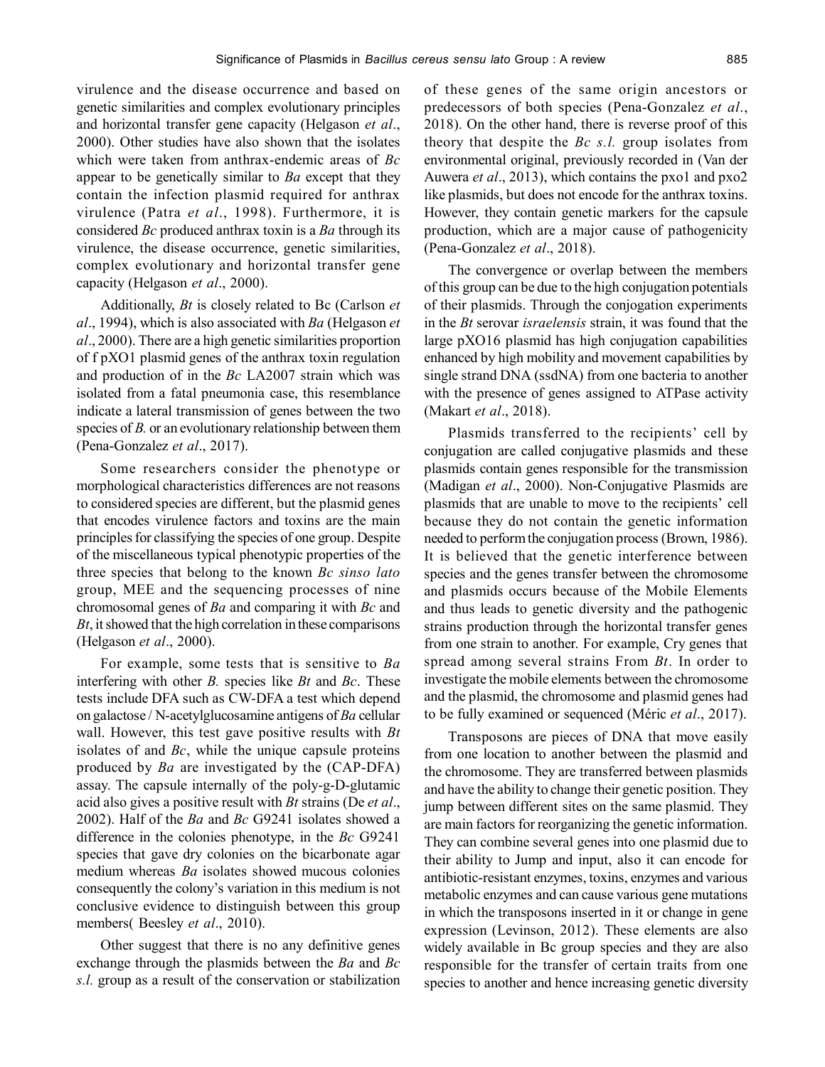virulence and the disease occurrence and based on genetic similarities and complex evolutionary principles and horizontal transfer gene capacity (Helgason *et al*., 2000). Other studies have also shown that the isolates which were taken from anthrax-endemic areas of *Bc* appear to be genetically similar to *Ba* except that they contain the infection plasmid required for anthrax virulence (Patra *et al*., 1998). Furthermore, it is considered *Bc* produced anthrax toxin is a *Ba* through its virulence, the disease occurrence, genetic similarities, complex evolutionary and horizontal transfer gene capacity (Helgason *et al*., 2000).

Additionally, *Bt* is closely related to Bc (Carlson *et al*., 1994), which is also associated with *Ba* (Helgason *et al*., 2000). There are a high genetic similarities proportion of f pXO1 plasmid genes of the anthrax toxin regulation and production of in the *Bc* LA2007 strain which was isolated from a fatal pneumonia case, this resemblance indicate a lateral transmission of genes between the two species of *B.* or an evolutionary relationship between them (Pena-Gonzalez *et al*., 2017).

Some researchers consider the phenotype or morphological characteristics differences are not reasons to considered species are different, but the plasmid genes that encodes virulence factors and toxins are the main principles for classifying the species of one group. Despite of the miscellaneous typical phenotypic properties of the three species that belong to the known *Bc sinso lato* group, MEE and the sequencing processes of nine chromosomal genes of *Ba* and comparing it with *Bc* and *Bt*, it showed that the high correlation in these comparisons (Helgason *et al*., 2000).

For example, some tests that is sensitive to *Ba* interfering with other *B.* species like *Bt* and *Bc*. These tests include DFA such as CW-DFA a test which depend on galactose / N-acetylglucosamine antigens of *Ba* cellular wall. However, this test gave positive results with *Bt* isolates of and *Bc*, while the unique capsule proteins produced by *Ba* are investigated by the (CAP-DFA) assay. The capsule internally of the poly-g-D-glutamic acid also gives a positive result with *Bt* strains (De *et al*., 2002). Half of the *Ba* and *Bc* G9241 isolates showed a difference in the colonies phenotype, in the *Bc* G9241 species that gave dry colonies on the bicarbonate agar medium whereas *Ba* isolates showed mucous colonies consequently the colony's variation in this medium is not conclusive evidence to distinguish between this group members( Beesley *et al*., 2010).

Other suggest that there is no any definitive genes exchange through the plasmids between the *Ba* and *Bc s.l.* group as a result of the conservation or stabilization of these genes of the same origin ancestors or predecessors of both species (Pena-Gonzalez *et al*., 2018). On the other hand, there is reverse proof of this theory that despite the *Bc s.l.* group isolates from environmental original, previously recorded in (Van der Auwera *et al*., 2013), which contains the pxo1 and pxo2 like plasmids, but does not encode for the anthrax toxins. However, they contain genetic markers for the capsule production, which are a major cause of pathogenicity (Pena-Gonzalez *et al*., 2018).

The convergence or overlap between the members of this group can be due to the high conjugation potentials of their plasmids. Through the conjogation experiments in the *Bt* serovar *israelensis* strain, it was found that the large pXO16 plasmid has high conjugation capabilities enhanced by high mobility and movement capabilities by single strand DNA (ssdNA) from one bacteria to another with the presence of genes assigned to ATPase activity (Makart *et al*., 2018).

Plasmids transferred to the recipients' cell by conjugation are called conjugative plasmids and these plasmids contain genes responsible for the transmission (Madigan *et al*., 2000). Non-Conjugative Plasmids are plasmids that are unable to move to the recipients' cell because they do not contain the genetic information needed to perform the conjugation process (Brown, 1986). It is believed that the genetic interference between species and the genes transfer between the chromosome and plasmids occurs because of the Mobile Elements and thus leads to genetic diversity and the pathogenic strains production through the horizontal transfer genes from one strain to another. For example, Cry genes that spread among several strains From *Bt*. In order to investigate the mobile elements between the chromosome and the plasmid, the chromosome and plasmid genes had to be fully examined or sequenced (Méric *et al*., 2017).

Transposons are pieces of DNA that move easily from one location to another between the plasmid and the chromosome. They are transferred between plasmids and have the ability to change their genetic position. They jump between different sites on the same plasmid. They are main factors for reorganizing the genetic information. They can combine several genes into one plasmid due to their ability to Jump and input, also it can encode for antibiotic-resistant enzymes, toxins, enzymes and various metabolic enzymes and can cause various gene mutations in which the transposons inserted in it or change in gene expression (Levinson, 2012). These elements are also widely available in Bc group species and they are also responsible for the transfer of certain traits from one species to another and hence increasing genetic diversity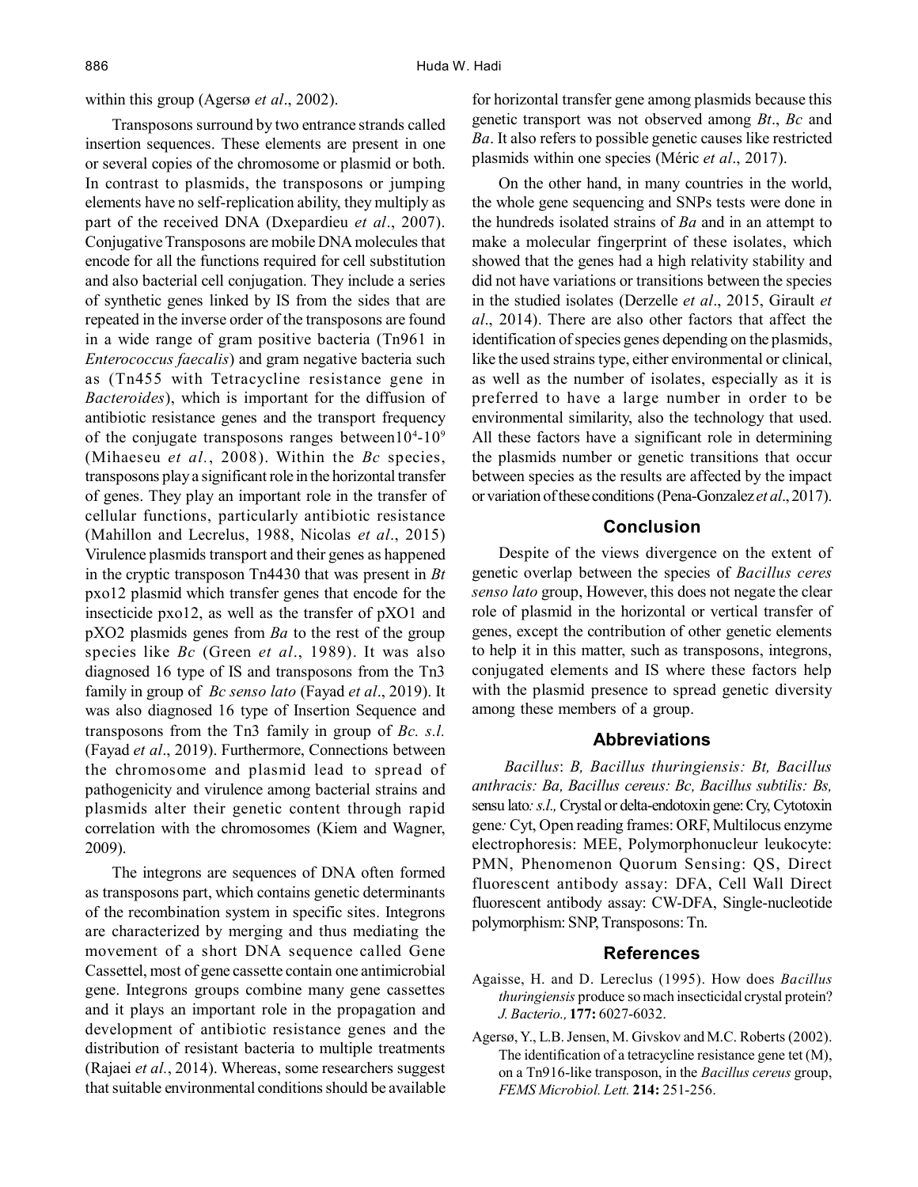within this group (Agersø *et al*., 2002).

Transposons surround by two entrance strands called insertion sequences. These elements are present in one or several copies of the chromosome or plasmid or both. In contrast to plasmids, the transposons or jumping elements have no self-replication ability, they multiply as part of the received DNA (Dxepardieu *et al*., 2007). Conjugative Transposons are mobile DNA molecules that encode for all the functions required for cell substitution and also bacterial cell conjugation. They include a series of synthetic genes linked by IS from the sides that are repeated in the inverse order of the transposons are found in a wide range of gram positive bacteria (Tn961 in *Enterococcus faecalis*) and gram negative bacteria such as (Tn455 with Tetracycline resistance gene in *Bacteroides*), which is important for the diffusion of antibiotic resistance genes and the transport frequency of the conjugate transposons ranges between$10^4$-$10^9$ (Mihaeseu *et al.*, 2008). Within the *Bc* species, transposons play a significant role in the horizontal transfer of genes. They play an important role in the transfer of cellular functions, particularly antibiotic resistance (Mahillon and Lecrelus, 1988, Nicolas *et al*., 2015) Virulence plasmids transport and their genes as happened in the cryptic transposon Tn4430 that was present in *Bt* pxo12 plasmid which transfer genes that encode for the insecticide pxo12, as well as the transfer of pXO1 and pXO2 plasmids genes from *Ba* to the rest of the group species like *Bc* (Green *et al*., 1989). It was also diagnosed 16 type of IS and transposons from the Tn3 family in group of *Bc senso lato* (Fayad *et al*., 2019). It was also diagnosed 16 type of Insertion Sequence and transposons from the Tn3 family in group of *Bc. s.l.* (Fayad *et al*., 2019). Furthermore, Connections between the chromosome and plasmid lead to spread of pathogenicity and virulence among bacterial strains and plasmids alter their genetic content through rapid correlation with the chromosomes (Kiem and Wagner, 2009).

The integrons are sequences of DNA often formed as transposons part, which contains genetic determinants of the recombination system in specific sites. Integrons are characterized by merging and thus mediating the movement of a short DNA sequence called Gene Cassettel, most of gene cassette contain one antimicrobial gene. Integrons groups combine many gene cassettes and it plays an important role in the propagation and development of antibiotic resistance genes and the distribution of resistant bacteria to multiple treatments (Rajaei *et al.*, 2014). Whereas, some researchers suggest that suitable environmental conditions should be available for horizontal transfer gene among plasmids because this genetic transport was not observed among *Bt*., *Bc* and *Ba*. It also refers to possible genetic causes like restricted plasmids within one species (Méric *et al*., 2017).

On the other hand, in many countries in the world, the whole gene sequencing and SNPs tests were done in the hundreds isolated strains of *Ba* and in an attempt to make a molecular fingerprint of these isolates, which showed that the genes had a high relativity stability and did not have variations or transitions between the species in the studied isolates (Derzelle *et al*., 2015, Girault *et al*., 2014). There are also other factors that affect the identification of species genes depending on the plasmids, like the used strains type, either environmental or clinical, as well as the number of isolates, especially as it is preferred to have a large number in order to be environmental similarity, also the technology that used. All these factors have a significant role in determining the plasmids number or genetic transitions that occur between species as the results are affected by the impact or variation of these conditions (Pena-Gonzalez *et al*., 2017).

## Conclusion

Despite of the views divergence on the extent of genetic overlap between the species of *Bacillus ceres senso lato* group, However, this does not negate the clear role of plasmid in the horizontal or vertical transfer of genes, except the contribution of other genetic elements to help it in this matter, such as transposons, integrons, conjugated elements and IS where these factors help with the plasmid presence to spread genetic diversity among these members of a group.

## Abbreviations

*Bacillus*: *B, Bacillus thuringiensis: Bt, Bacillus anthracis: Ba, Bacillus cereus: Bc, Bacillus subtilis: Bs,* sensu lato*: s.l.,* Crystal or delta-endotoxin gene: Cry, Cytotoxin gene*:* Cyt, Open reading frames: ORF, Multilocus enzyme electrophoresis: MEE, Polymorphonucleur leukocyte: PMN, Phenomenon Quorum Sensing: QS, Direct fluorescent antibody assay: DFA, Cell Wall Direct fluorescent antibody assay: CW-DFA, Single-nucleotide polymorphism: SNP, Transposons: Tn.

## References

Agaisse, H. and D. Lereclus (1995). How does *Bacillus thuringiensis* produce so mach insecticidal crystal protein? *J. Bacterio.,* **177:** 6027-6032.

Agersø, Y., L.B. Jensen, M. Givskov and M.C. Roberts (2002). The identification of a tetracycline resistance gene tet (M), on a Tn916-like transposon, in the *Bacillus cereus* group, *FEMS Microbiol. Lett.* **214:** 251-256.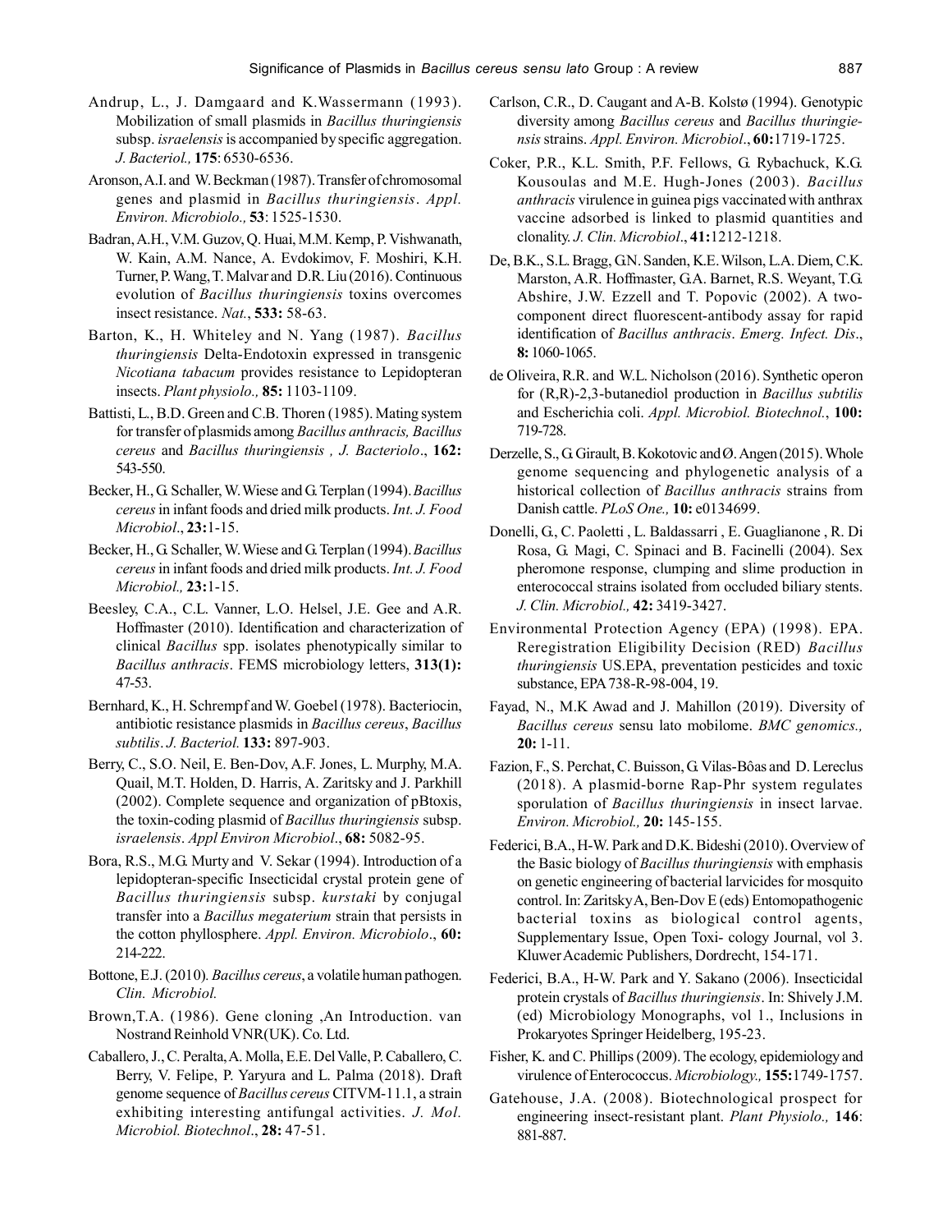Andrup, L., J. Damgaard and K.Wassermann (1993). Mobilization of small plasmids in *Bacillus thuringiensis* subsp. *israelensis* is accompanied by specific aggregation. *J. Bacteriol.,* **175**: 6530-6536.

Aronson, A.I. and W. Beckman (1987). Transfer of chromosomal genes and plasmid in *Bacillus thuringiensis*. *Appl. Environ. Microbiolo.,* **53**: 1525-1530.

Badran, A.H., V.M. Guzov, Q. Huai, M.M. Kemp, P. Vishwanath, W. Kain, A.M. Nance, A. Evdokimov, F. Moshiri, K.H. Turner, P. Wang, T. Malvar and D.R. Liu (2016). Continuous evolution of *Bacillus thuringiensis* toxins overcomes insect resistance. *Nat.*, **533:** 58-63.

Barton, K., H. Whiteley and N. Yang (1987). *Bacillus thuringiensis* Delta-Endotoxin expressed in transgenic *Nicotiana tabacum* provides resistance to Lepidopteran insects. *Plant physiolo.,* **85:** 1103-1109.

Battisti, L., B.D. Green and C.B. Thoren (1985). Mating system for transfer of plasmids among *Bacillus anthracis, Bacillus cereus* and *Bacillus thuringiensis , J. Bacteriolo*., **162:** 543-550.

Becker, H., G. Schaller, W. Wiese and G. Terplan (1994). *Bacillus cereus* in infant foods and dried milk products. *Int. J. Food Microbiol*., **23:**1-15.

Becker, H., G. Schaller, W. Wiese and G. Terplan (1994). *Bacillus cereus* in infant foods and dried milk products. *Int. J. Food Microbiol.,* **23:**1-15.

Beesley, C.A., C.L. Vanner, L.O. Helsel, J.E. Gee and A.R. Hoffmaster (2010). Identification and characterization of clinical *Bacillus* spp. isolates phenotypically similar to *Bacillus anthracis*. FEMS microbiology letters, **313(1):** 47-53.

Bernhard, K., H. Schrempf and W. Goebel (1978). Bacteriocin, antibiotic resistance plasmids in *Bacillus cereus*, *Bacillus subtilis*. *J. Bacteriol.* **133:** 897-903.

Berry, C., S.O. Neil, E. Ben-Dov, A.F. Jones, L. Murphy, M.A. Quail, M.T. Holden, D. Harris, A. Zaritsky and J. Parkhill (2002). Complete sequence and organization of pBtoxis, the toxin-coding plasmid of *Bacillus thuringiensis* subsp. *israelensis*. *Appl Environ Microbiol*., **68:** 5082-95.

Bora, R.S., M.G. Murty and V. Sekar (1994). Introduction of a lepidopteran-specific Insecticidal crystal protein gene of *Bacillus thuringiensis* subsp. *kurstaki* by conjugal transfer into a *Bacillus megaterium* strain that persists in the cotton phyllosphere. *Appl. Environ. Microbiolo*., **60:** 214-222.

Bottone, E.J. (2010). *Bacillus cereus*, a volatile human pathogen. *Clin. Microbiol.*

Brown,T.A. (1986). Gene cloning ,An Introduction. van Nostrand Reinhold VNR(UK). Co. Ltd.

Caballero, J., C. Peralta, A. Molla, E.E. Del Valle, P. Caballero, C. Berry, V. Felipe, P. Yaryura and L. Palma (2018). Draft genome sequence of *Bacillus cereus* CITVM-11.1, a strain exhibiting interesting antifungal activities. *J. Mol. Microbiol. Biotechnol*., **28:** 47-51.

Carlson, C.R., D. Caugant and A-B. Kolstø (1994). Genotypic diversity among *Bacillus cereus* and *Bacillus thuringiensis* strains. *Appl. Environ. Microbiol*., **60:**1719-1725.

Coker, P.R., K.L. Smith, P.F. Fellows, G. Rybachuck, K.G. Kousoulas and M.E. Hugh-Jones (2003). *Bacillus anthracis* virulence in guinea pigs vaccinated with anthrax vaccine adsorbed is linked to plasmid quantities and clonality. *J. Clin. Microbiol*., **41:**1212-1218.

De, B.K., S.L. Bragg, G.N. Sanden, K.E. Wilson, L.A. Diem, C.K. Marston, A.R. Hoffmaster, G.A. Barnet, R.S. Weyant, T.G. Abshire, J.W. Ezzell and T. Popovic (2002). A two-component direct fluorescent-antibody assay for rapid identification of *Bacillus anthracis*. *Emerg. Infect. Dis*., **8:** 1060-1065.

de Oliveira, R.R. and W.L. Nicholson (2016). Synthetic operon for (R,R)-2,3-butanediol production in *Bacillus subtilis* and Escherichia coli. *Appl. Microbiol. Biotechnol.*, **100:** 719-728.

Derzelle, S., G. Girault, B. Kokotovic and Ø. Angen (2015). Whole genome sequencing and phylogenetic analysis of a historical collection of *Bacillus anthracis* strains from Danish cattle. *PLoS One.,* **10:** e0134699.

Donelli, G., C. Paoletti , L. Baldassarri , E. Guaglianone , R. Di Rosa, G. Magi, C. Spinaci and B. Facinelli (2004). Sex pheromone response, clumping and slime production in enterococcal strains isolated from occluded biliary stents. *J. Clin. Microbiol.,* **42:** 3419-3427.

Environmental Protection Agency (EPA) (1998). EPA. Reregistration Eligibility Decision (RED) *Bacillus thuringiensis* US.EPA, preventation pesticides and toxic substance, EPA 738-R-98-004, 19.

Fayad, N., M.K Awad and J. Mahillon (2019). Diversity of *Bacillus cereus* sensu lato mobilome. *BMC genomics.,* **20:** 1-11.

Fazion, F., S. Perchat, C. Buisson, G. Vilas-Bôas and D. Lereclus (2018). A plasmid-borne Rap-Phr system regulates sporulation of *Bacillus thuringiensis* in insect larvae. *Environ. Microbiol.,* **20:** 145-155.

Federici, B.A., H-W. Park and D.K. Bideshi (2010). Overview of the Basic biology of *Bacillus thuringiensis* with emphasis on genetic engineering of bacterial larvicides for mosquito control. In: Zaritsky A, Ben-Dov E (eds) Entomopathogenic bacterial toxins as biological control agents, Supplementary Issue, Open Toxi- cology Journal, vol 3. Kluwer Academic Publishers, Dordrecht, 154-171.

Federici, B.A., H-W. Park and Y. Sakano (2006). Insecticidal protein crystals of *Bacillus thuringiensis*. In: Shively J.M. (ed) Microbiology Monographs, vol 1., Inclusions in Prokaryotes Springer Heidelberg, 195-23.

Fisher, K. and C. Phillips (2009). The ecology, epidemiology and virulence of Enterococcus. *Microbiology.,* **155:**1749-1757.

Gatehouse, J.A. (2008). Biotechnological prospect for engineering insect-resistant plant. *Plant Physiolo.,* **146**: 881-887.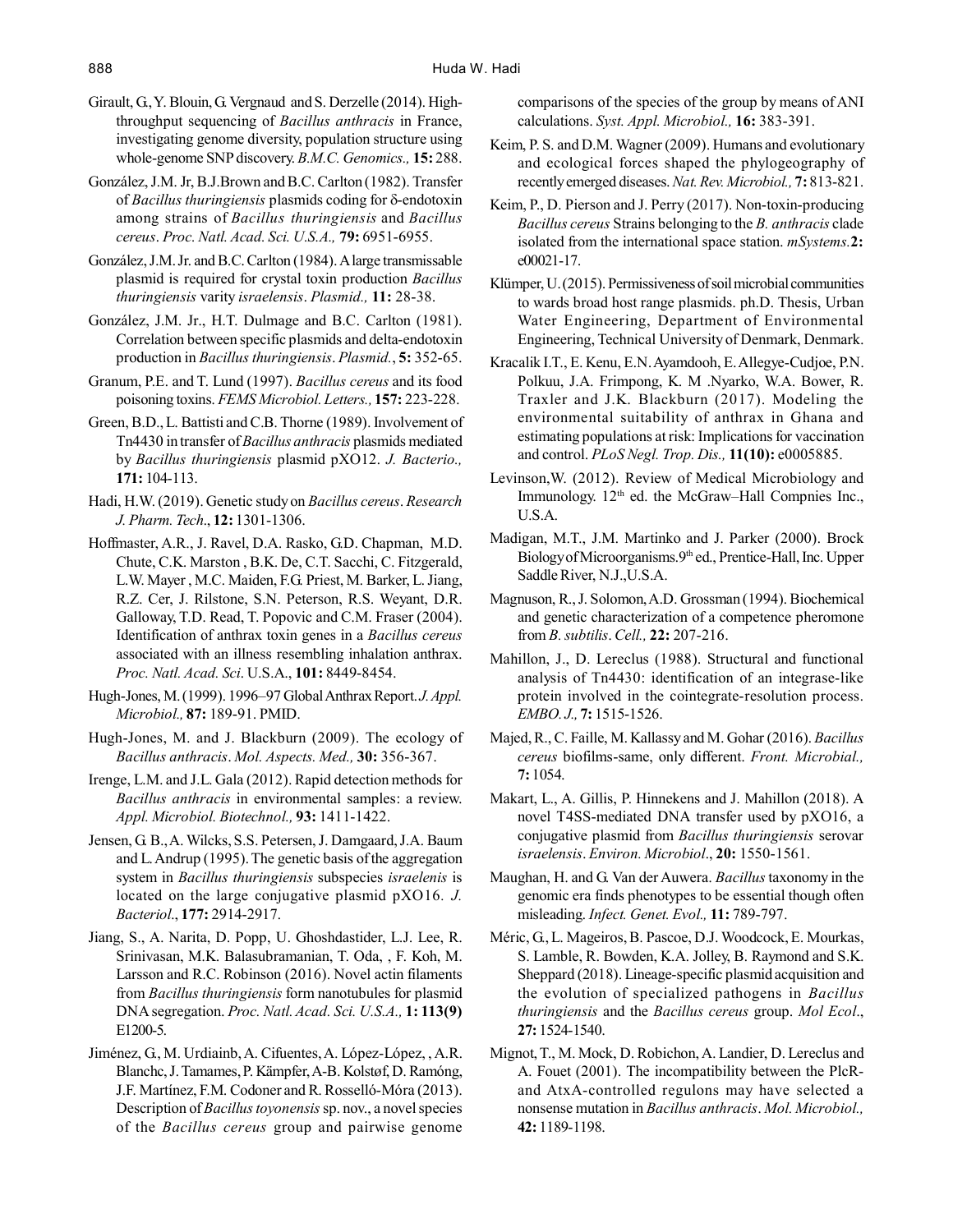Girault, G., Y. Blouin, G. Vergnaud and S. Derzelle (2014). High-throughput sequencing of *Bacillus anthracis* in France, investigating genome diversity, population structure using whole-genome SNP discovery. *B.M.C. Genomics.,* **15:** 288.

González, J.M. Jr, B.J.Brown and B.C. Carlton (1982). Transfer of *Bacillus thuringiensis* plasmids coding for δ-endotoxin among strains of *Bacillus thuringiensis* and *Bacillus cereus*. *Proc. Natl. Acad. Sci. U.S.A.,* **79:** 6951-6955.

González, J.M. Jr. and B.C. Carlton (1984). A large transmissable plasmid is required for crystal toxin production *Bacillus thuringiensis* varity *israelensis*. *Plasmid.,* **11:** 28-38.

González, J.M. Jr., H.T. Dulmage and B.C. Carlton (1981). Correlation between specific plasmids and delta-endotoxin production in *Bacillus thuringiensis*. *Plasmid.*, **5:** 352-65.

Granum, P.E. and T. Lund (1997). *Bacillus cereus* and its food poisoning toxins. *FEMS Microbiol. Letters.,* **157:** 223-228.

Green, B.D., L. Battisti and C.B. Thorne (1989). Involvement of Tn4430 in transfer of *Bacillus anthracis* plasmids mediated by *Bacillus thuringiensis* plasmid pXO12. *J. Bacterio.,* **171:** 104-113.

Hadi, H.W. (2019). Genetic study on *Bacillus cereus*. *Research J. Pharm. Tech*., **12:** 1301-1306.

Hoffmaster, A.R., J. Ravel, D.A. Rasko, G.D. Chapman, M.D. Chute, C.K. Marston , B.K. De, C.T. Sacchi, C. Fitzgerald, L.W. Mayer , M.C. Maiden, F.G. Priest, M. Barker, L. Jiang, R.Z. Cer, J. Rilstone, S.N. Peterson, R.S. Weyant, D.R. Galloway, T.D. Read, T. Popovic and C.M. Fraser (2004). Identification of anthrax toxin genes in a *Bacillus cereus* associated with an illness resembling inhalation anthrax. *Proc. Natl. Acad. Sci*. U.S.A., **101:** 8449-8454.

Hugh-Jones, M. (1999). 1996–97 Global Anthrax Report. *J. Appl. Microbiol.,* **87:** 189-91. PMID.

Hugh-Jones, M. and J. Blackburn (2009). The ecology of *Bacillus anthracis*. *Mol. Aspects. Med.,* **30:** 356-367.

Irenge, L.M. and J.L. Gala (2012). Rapid detection methods for *Bacillus anthracis* in environmental samples: a review. *Appl. Microbiol. Biotechnol.,* **93:** 1411-1422.

Jensen, G. B., A. Wilcks, S.S. Petersen, J. Damgaard, J.A. Baum and L. Andrup (1995). The genetic basis of the aggregation system in *Bacillus thuringiensis* subspecies *israelenis* is located on the large conjugative plasmid pXO16*. J. Bacteriol*., **177:** 2914-2917.

Jiang, S., A. Narita, D. Popp, U. Ghoshdastider, L.J. Lee, R. Srinivasan, M.K. Balasubramanian, T. Oda, , F. Koh, M. Larsson and R.C. Robinson (2016). Novel actin filaments from *Bacillus thuringiensis* form nanotubules for plasmid DNA segregation. *Proc. Natl. Acad. Sci. U.S.A.,* **1: 113(9)** E1200-5.

Jiménez, G., M. Urdiainb, A. Cifuentes, A. López-López, , A.R. Blanchc, J. Tamames, P. Kämpfer, A-B. Kolstøf, D. Ramóng, J.F. Martínez, F.M. Codoner and R. Rosselló-Móra (2013). Description of *Bacillus toyonensis* sp. nov., a novel species of the *Bacillus cereus* group and pairwise genome comparisons of the species of the group by means of ANI calculations. *Syst. Appl. Microbiol.,* **16:** 383-391.

Keim, P. S. and D.M. Wagner (2009). Humans and evolutionary and ecological forces shaped the phylogeography of recently emerged diseases. *Nat. Rev. Microbiol.,* **7:** 813-821.

Keim, P., D. Pierson and J. Perry (2017). Non-toxin-producing *Bacillus cereus* Strains belonging to the *B. anthracis* clade isolated from the international space station. *mSystems.***2:** e00021-17.

Klümper, U. (2015). Permissiveness of soil microbial communities to wards broad host range plasmids. ph.D. Thesis, Urban Water Engineering, Department of Environmental Engineering, Technical University of Denmark, Denmark.

Kracalik I.T., E. Kenu, E.N. Ayamdooh, E. Allegye-Cudjoe, P.N. Polkuu, J.A. Frimpong, K. M .Nyarko, W.A. Bower, R. Traxler and J.K. Blackburn (2017). Modeling the environmental suitability of anthrax in Ghana and estimating populations at risk: Implications for vaccination and control. *PLoS Negl. Trop. Dis.,* **11(10):** e0005885.

Levinson,W. (2012). Review of Medical Microbiology and Immunology. 12th ed. the McGraw–Hall Compnies Inc., U.S.A.

Madigan, M.T., J.M. Martinko and J. Parker (2000). Brock Biology of Microorganisms.9th ed., Prentice-Hall, Inc. Upper Saddle River, N.J.,U.S.A.

Magnuson, R., J. Solomon, A.D. Grossman (1994). Biochemical and genetic characterization of a competence pheromone from *B. subtilis*. *Cell.,* **22:** 207-216.

Mahillon, J., D. Lereclus (1988). Structural and functional analysis of Tn4430: identification of an integrase-like protein involved in the cointegrate-resolution process. *EMBO. J.,* **7:** 1515-1526.

Majed, R., C. Faille, M. Kallassy and M. Gohar (2016). *Bacillus cereus* biofilms-same, only different. *Front. Microbial.,* **7:** 1054.

Makart, L., A. Gillis, P. Hinnekens and J. Mahillon (2018). A novel T4SS-mediated DNA transfer used by pXO16, a conjugative plasmid from *Bacillus thuringiensis* serovar *israelensis*. *Environ. Microbiol*., **20:** 1550-1561.

Maughan, H. and G. Van der Auwera. *Bacillus* taxonomy in the genomic era finds phenotypes to be essential though often misleading. *Infect. Genet. Evol.,* **11:** 789-797.

Méric, G., L. Mageiros, B. Pascoe, D.J. Woodcock, E. Mourkas, S. Lamble, R. Bowden, K.A. Jolley, B. Raymond and S.K. Sheppard (2018). Lineage-specific plasmid acquisition and the evolution of specialized pathogens in *Bacillus thuringiensis* and the *Bacillus cereus* group. *Mol Ecol*., **27:** 1524-1540.

Mignot, T., M. Mock, D. Robichon, A. Landier, D. Lereclus and A. Fouet (2001). The incompatibility between the PlcR- and AtxA-controlled regulons may have selected a nonsense mutation in *Bacillus anthracis*. *Mol. Microbiol.,* **42:** 1189-1198.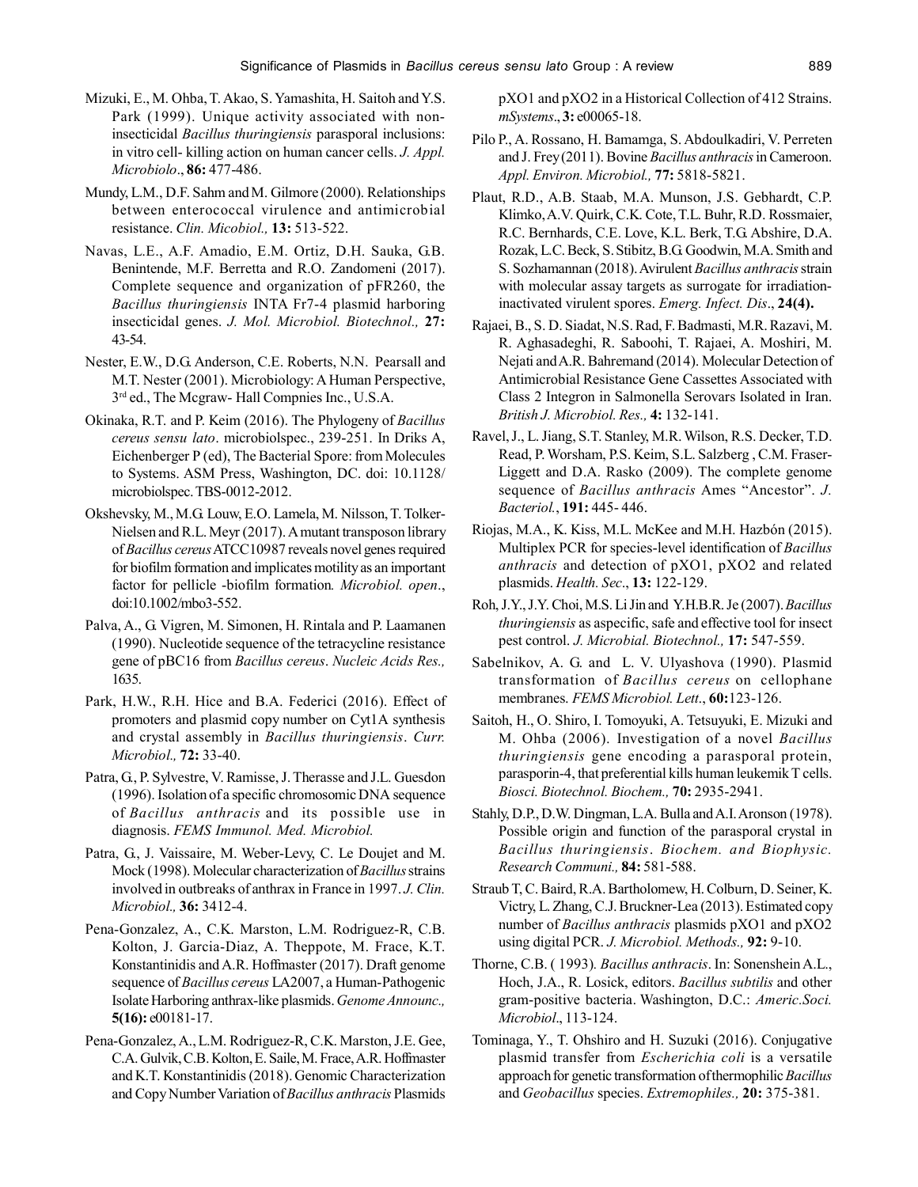Mizuki, E., M. Ohba, T. Akao, S. Yamashita, H. Saitoh and Y.S. Park (1999). Unique activity associated with non-insecticidal *Bacillus thuringiensis* parasporal inclusions: in vitro cell- killing action on human cancer cells. *J. Appl. Microbiolo*., **86:** 477-486.

Mundy, L.M., D.F. Sahm and M. Gilmore (2000). Relationships between enterococcal virulence and antimicrobial resistance. *Clin. Micobiol.,* **13:** 513-522.

Navas, L.E., A.F. Amadio, E.M. Ortiz, D.H. Sauka, G.B. Benintende, M.F. Berretta and R.O. Zandomeni (2017). Complete sequence and organization of pFR260, the *Bacillus thuringiensis* INTA Fr7-4 plasmid harboring insecticidal genes. *J. Mol. Microbiol. Biotechnol.,* **27:** 43-54.

Nester, E.W., D.G. Anderson, C.E. Roberts, N.N. Pearsall and M.T. Nester (2001). Microbiology: A Human Perspective, 3rd ed., The Mcgraw- Hall Compnies Inc., U.S.A.

Okinaka, R.T. and P. Keim (2016). The Phylogeny of *Bacillus cereus sensu lato*. microbiolspec., 239-251. In Driks A, Eichenberger P (ed), The Bacterial Spore: from Molecules to Systems. ASM Press, Washington, DC. doi: 10.1128/ microbiolspec.TBS-0012-2012.

Okshevsky, M., M.G. Louw, E.O. Lamela, M. Nilsson, T. Tolker-Nielsen and R.L. Meyr (2017). A mutant transposon library of *Bacillus cereus* ATCC10987 reveals novel genes required for biofilm formation and implicates motility as an important factor for pellicle -biofilm formation. *Microbiol. open*., doi:10.1002/mbo3-552.

Palva, A., G. Vigren, M. Simonen, H. Rintala and P. Laamanen (1990). Nucleotide sequence of the tetracycline resistance gene of pBC16 from *Bacillus cereus*. *Nucleic Acids Res.,* 1635.

Park, H.W., R.H. Hice and B.A. Federici (2016). Effect of promoters and plasmid copy number on Cyt1A synthesis and crystal assembly in *Bacillus thuringiensis*. *Curr. Microbiol.,* **72:** 33-40.

Patra, G., P. Sylvestre, V. Ramisse, J. Therasse and J.L. Guesdon (1996). Isolation of a specific chromosomic DNA sequence of *Bacillus anthracis* and its possible use in diagnosis. *FEMS Immunol. Med. Microbiol.*

Patra, G., J. Vaissaire, M. Weber-Levy, C. Le Doujet and M. Mock (1998). Molecular characterization of *Bacillus* strains involved in outbreaks of anthrax in France in 1997. *J. Clin. Microbiol.,* **36:** 3412-4.

Pena-Gonzalez, A., C.K. Marston, L.M. Rodriguez-R, C.B. Kolton, J. Garcia-Diaz, A. Theppote, M. Frace, K.T. Konstantinidis and A.R. Hoffmaster (2017). Draft genome sequence of *Bacillus cereus* LA2007, a Human-Pathogenic Isolate Harboring anthrax-like plasmids. *Genome Announc.,* **5(16):** e00181-17.

Pena-Gonzalez, A., L.M. Rodriguez-R, C.K. Marston, J.E. Gee, C.A. Gulvik, C.B. Kolton, E. Saile, M. Frace, A.R. Hoffmaster and K.T. Konstantinidis (2018). Genomic Characterization and Copy Number Variation of *Bacillus anthracis* Plasmids pXO1 and pXO2 in a Historical Collection of 412 Strains. *mSystems*., **3:** e00065-18.

Pilo P., A. Rossano, H. Bamamga, S. Abdoulkadiri, V. Perreten and J. Frey (2011). Bovine *Bacillus anthracis* in Cameroon. *Appl. Environ. Microbiol.,* **77:** 5818-5821.

Plaut, R.D., A.B. Staab, M.A. Munson, J.S. Gebhardt, C.P. Klimko, A.V. Quirk, C.K. Cote, T.L. Buhr, R.D. Rossmaier, R.C. Bernhards, C.E. Love, K.L. Berk, T.G. Abshire, D.A. Rozak, L.C. Beck, S. Stibitz, B.G. Goodwin, M.A. Smith and S. Sozhamannan (2018). Avirulent *Bacillus anthracis* strain with molecular assay targets as surrogate for irradiation-inactivated virulent spores. *Emerg. Infect. Dis*., **24(4).**

Rajaei, B., S. D. Siadat, N.S. Rad, F. Badmasti, M.R. Razavi, M. R. Aghasadeghi, R. Saboohi, T. Rajaei, A. Moshiri, M. Nejati and A.R. Bahremand (2014). Molecular Detection of Antimicrobial Resistance Gene Cassettes Associated with Class 2 Integron in Salmonella Serovars Isolated in Iran. *British J. Microbiol. Res.,* **4:** 132-141.

Ravel, J., L. Jiang, S.T. Stanley, M.R. Wilson, R.S. Decker, T.D. Read, P. Worsham, P.S. Keim, S.L. Salzberg , C.M. Fraser-Liggett and D.A. Rasko (2009). The complete genome sequence of *Bacillus anthracis* Ames "Ancestor". *J. Bacteriol.*, **191:** 445- 446.

Riojas, M.A., K. Kiss, M.L. McKee and M.H. Hazbón (2015). Multiplex PCR for species-level identification of *Bacillus anthracis* and detection of pXO1, pXO2 and related plasmids. *Health. Sec*., **13:** 122-129.

Roh, J.Y., J.Y. Choi, M.S. Li Jin and Y.H.B.R. Je (2007). *Bacillus thuringiensis* as aspecific, safe and effective tool for insect pest control. *J. Microbial. Biotechnol.,* **17:** 547-559.

Sabelnikov, A. G. and L. V. Ulyashova (1990). Plasmid transformation of *Bacillus cereus* on cellophane membranes. *FEMS Microbiol. Lett*., **60:**123-126.

Saitoh, H., O. Shiro, I. Tomoyuki, A. Tetsuyuki, E. Mizuki and M. Ohba (2006). Investigation of a novel *Bacillus thuringiensis* gene encoding a parasporal protein, parasporin-4, that preferential kills human leukemik T cells. *Biosci. Biotechnol. Biochem.,* **70:** 2935-2941.

Stahly, D.P., D.W. Dingman, L.A. Bulla and A.I. Aronson (1978). Possible origin and function of the parasporal crystal in *Bacillus thuringiensis*. *Biochem. and Biophysic. Research Communi.,* **84:** 581-588.

Straub T, C. Baird, R.A. Bartholomew, H. Colburn, D. Seiner, K. Victry, L. Zhang, C.J. Bruckner-Lea (2013). Estimated copy number of *Bacillus anthracis* plasmids pXO1 and pXO2 using digital PCR. *J. Microbiol. Methods.,* **92:** 9-10.

Thorne, C.B. ( 1993). *Bacillus anthracis*. In: Sonenshein A.L., Hoch, J.A., R. Losick, editors. *Bacillus subtilis* and other gram-positive bacteria. Washington, D.C.: *Americ.Soci. Microbiol*., 113-124.

Tominaga, Y., T. Ohshiro and H. Suzuki (2016). Conjugative plasmid transfer from *Escherichia coli* is a versatile approach for genetic transformation of thermophilic *Bacillus* and *Geobacillus* species. *Extremophiles.,* **20:** 375-381.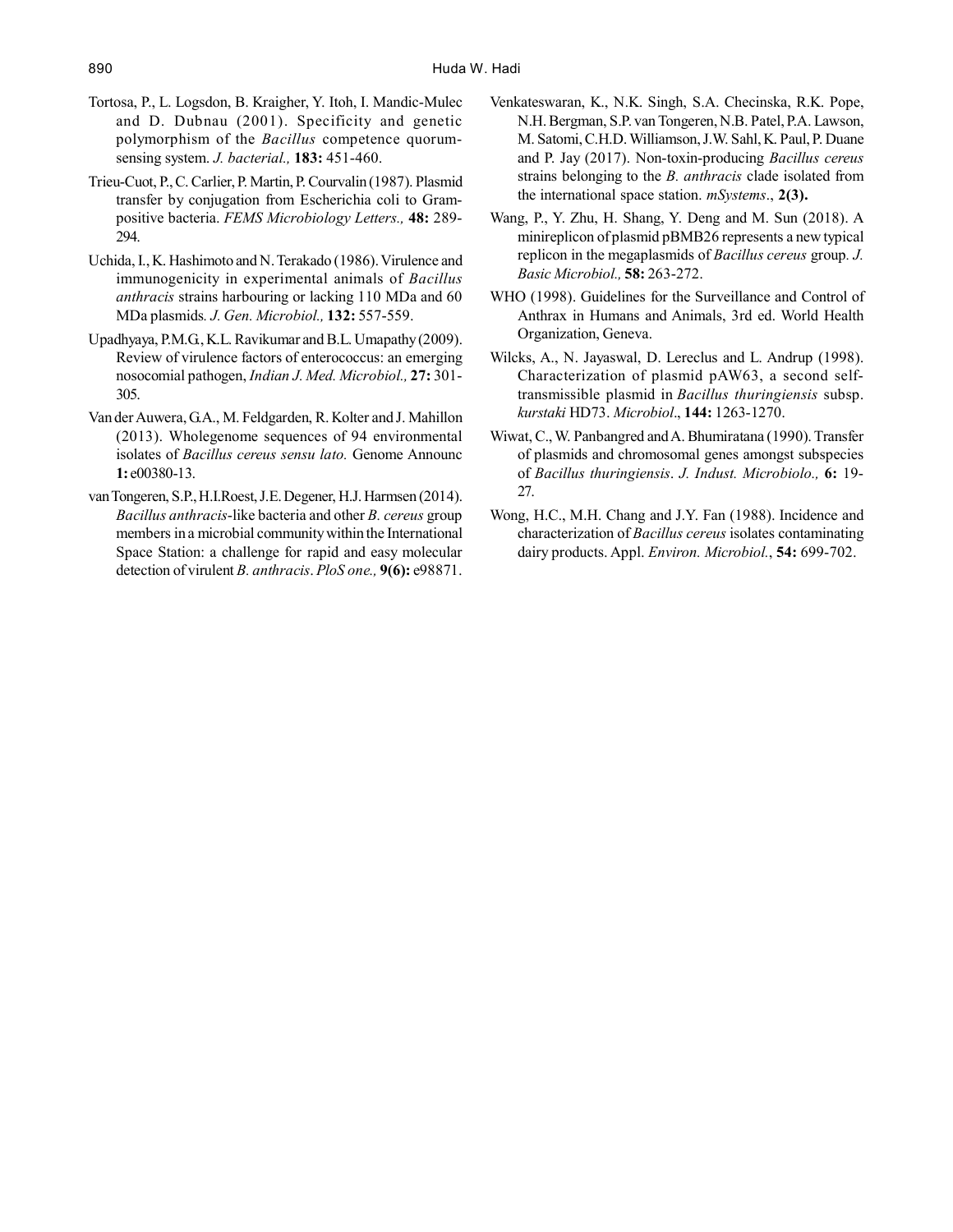Tortosa, P., L. Logsdon, B. Kraigher, Y. Itoh, I. Mandic-Mulec and D. Dubnau (2001). Specificity and genetic polymorphism of the *Bacillus* competence quorum-sensing system. *J. bacterial.,* **183:** 451-460.

Trieu-Cuot, P., C. Carlier, P. Martin, P. Courvalin (1987). Plasmid transfer by conjugation from Escherichia coli to Gram-positive bacteria. *FEMS Microbiology Letters.,* **48:** 289-294.

Uchida, I., K. Hashimoto and N. Terakado (1986). Virulence and immunogenicity in experimental animals of *Bacillus anthracis* strains harbouring or lacking 110 MDa and 60 MDa plasmids. *J. Gen. Microbiol.,* **132:** 557-559.

Upadhyaya, P.M.G., K.L. Ravikumar and B.L. Umapathy (2009). Review of virulence factors of enterococcus: an emerging nosocomial pathogen, *Indian J. Med. Microbiol.,* **27:** 301-305.

Van der Auwera, G.A., M. Feldgarden, R. Kolter and J. Mahillon (2013). Wholegenome sequences of 94 environmental isolates of *Bacillus cereus sensu lato.* Genome Announc **1:** e00380-13.

van Tongeren, S.P., H.I.Roest, J.E. Degener, H.J. Harmsen (2014). *Bacillus anthracis*-like bacteria and other *B. cereus* group members in a microbial community within the International Space Station: a challenge for rapid and easy molecular detection of virulent *B. anthracis*. *PloS one.,* **9(6):** e98871.

Venkateswaran, K., N.K. Singh, S.A. Checinska, R.K. Pope, N.H. Bergman, S.P. van Tongeren, N.B. Patel, P.A. Lawson, M. Satomi, C.H.D. Williamson, J.W. Sahl, K. Paul, P. Duane and P. Jay (2017). Non-toxin-producing *Bacillus cereus* strains belonging to the *B. anthracis* clade isolated from the international space station. *mSystems*., **2(3).**

Wang, P., Y. Zhu, H. Shang, Y. Deng and M. Sun (2018). A minireplicon of plasmid pBMB26 represents a new typical replicon in the megaplasmids of *Bacillus cereus* group. *J. Basic Microbiol.,* **58:** 263-272.

WHO (1998). Guidelines for the Surveillance and Control of Anthrax in Humans and Animals, 3rd ed. World Health Organization, Geneva.

Wilcks, A., N. Jayaswal, D. Lereclus and L. Andrup (1998). Characterization of plasmid pAW63, a second self-transmissible plasmid in *Bacillus thuringiensis* subsp. *kurstaki* HD73. *Microbiol*., **144:** 1263-1270.

Wiwat, C., W. Panbangred and A. Bhumiratana (1990). Transfer of plasmids and chromosomal genes amongst subspecies of *Bacillus thuringiensis*. *J. Indust. Microbiolo.,* **6:** 19-27.

Wong, H.C., M.H. Chang and J.Y. Fan (1988). Incidence and characterization of *Bacillus cereus* isolates contaminating dairy products. Appl. *Environ. Microbiol.*, **54:** 699-702.